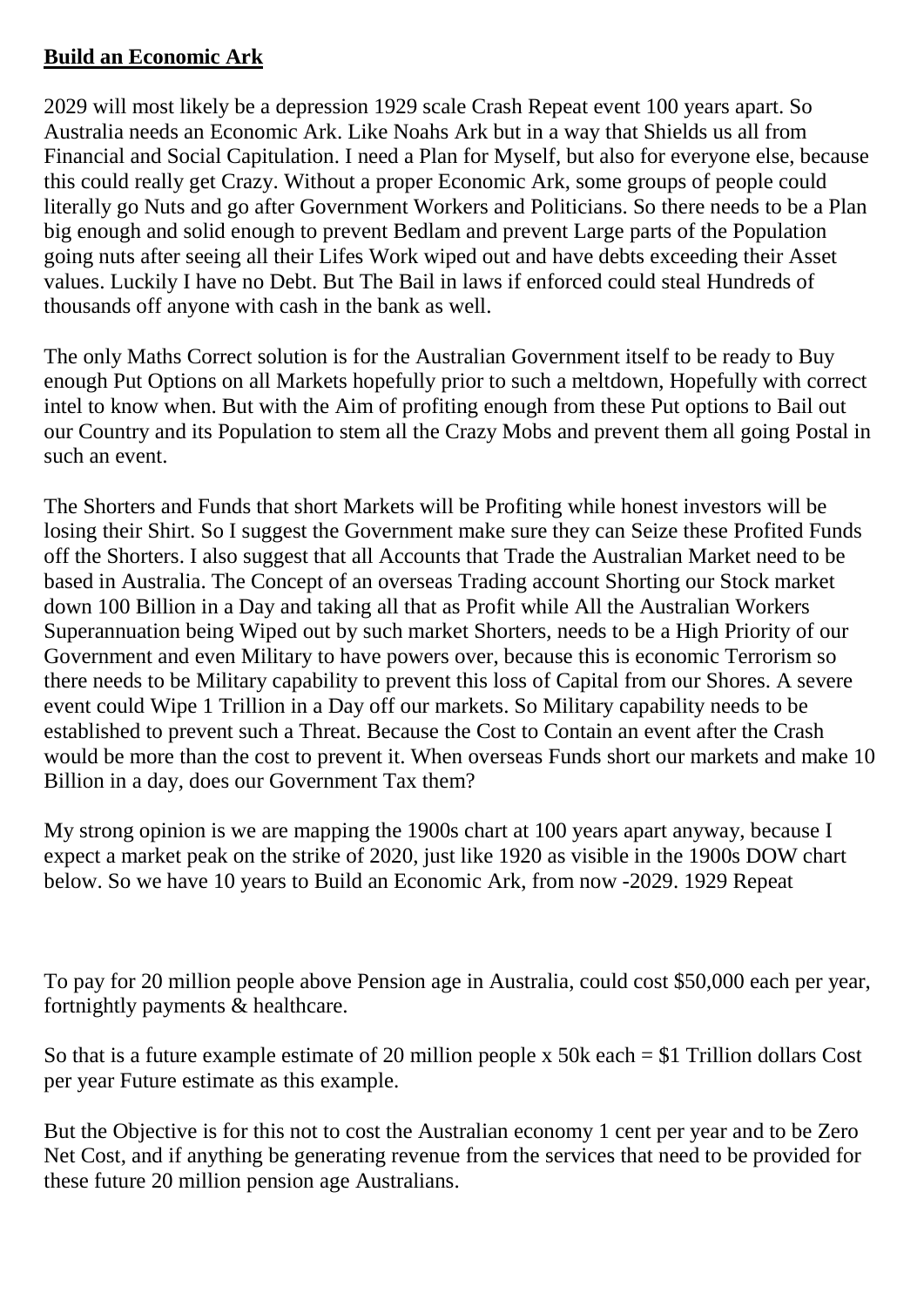**Build an Economic Ark**

2029 will most likely be a depression 1929 scale Crash Repeat event 100 years apart. So Australia needs an Economic Ark. Like Noahs Ark but in a way that Shields us all from Financial and Social Capitulation. I need a Plan for Myself, but also for everyone else, because this could really get Crazy. Without a proper Economic Ark, some groups of people could literally go Nuts and go after Government Workers and Politicians. So there needs to be a Plan big enough and solid enough to prevent Bedlam and prevent Large parts of the Population going nuts after seeing all their Lifes Work wiped out and have debts exceeding their Asset values. Luckily I have no Debt. But The Bail in laws if enforced could steal Hundreds of thousands off anyone with cash in the bank as well.

The only Maths Correct solution is for the Australian Government itself to be ready to Buy enough Put Options on all Markets hopefully prior to such a meltdown, Hopefully with correct intel to know when. But with the Aim of profiting enough from these Put options to Bail out our Country and its Population to stem all the Crazy Mobs and prevent them all going Postal in such an event.

The Shorters and Funds that short Markets will be Profiting while honest investors will be losing their Shirt. So I suggest the Government make sure they can Seize these Profited Funds off the Shorters. I also suggest that all Accounts that Trade the Australian Market need to be based in Australia. The Concept of an overseas Trading account Shorting our Stock market down 100 Billion in a Day and taking all that as Profit while All the Australian Workers Superannuation being Wiped out by such market Shorters, needs to be a High Priority of our Government and even Military to have powers over, because this is economic Terrorism so there needs to be Military capability to prevent this loss of Capital from our Shores. A severe event could Wipe 1 Trillion in a Day off our markets. So Military capability needs to be established to prevent such a Threat. Because the Cost to Contain an event after the Crash would be more than the cost to prevent it. When overseas Funds short our markets and make 10 Billion in a day, does our Government Tax them?

My strong opinion is we are mapping the 1900s chart at 100 years apart anyway, because I expect a market peak on the strike of 2020, just like 1920 as visible in the 1900s DOW chart below. So we have 10 years to Build an Economic Ark, from now -2029. 1929 Repeat

To pay for 20 million people above Pension age in Australia, could cost $50,000 each per year, fortnightly payments & healthcare.

So that is a future example estimate of 20 million people x 50k each = $1 Trillion dollars Cost per year Future estimate as this example.

But the Objective is for this not to cost the Australian economy 1 cent per year and to be Zero Net Cost, and if anything be generating revenue from the services that need to be provided for these future 20 million pension age Australians.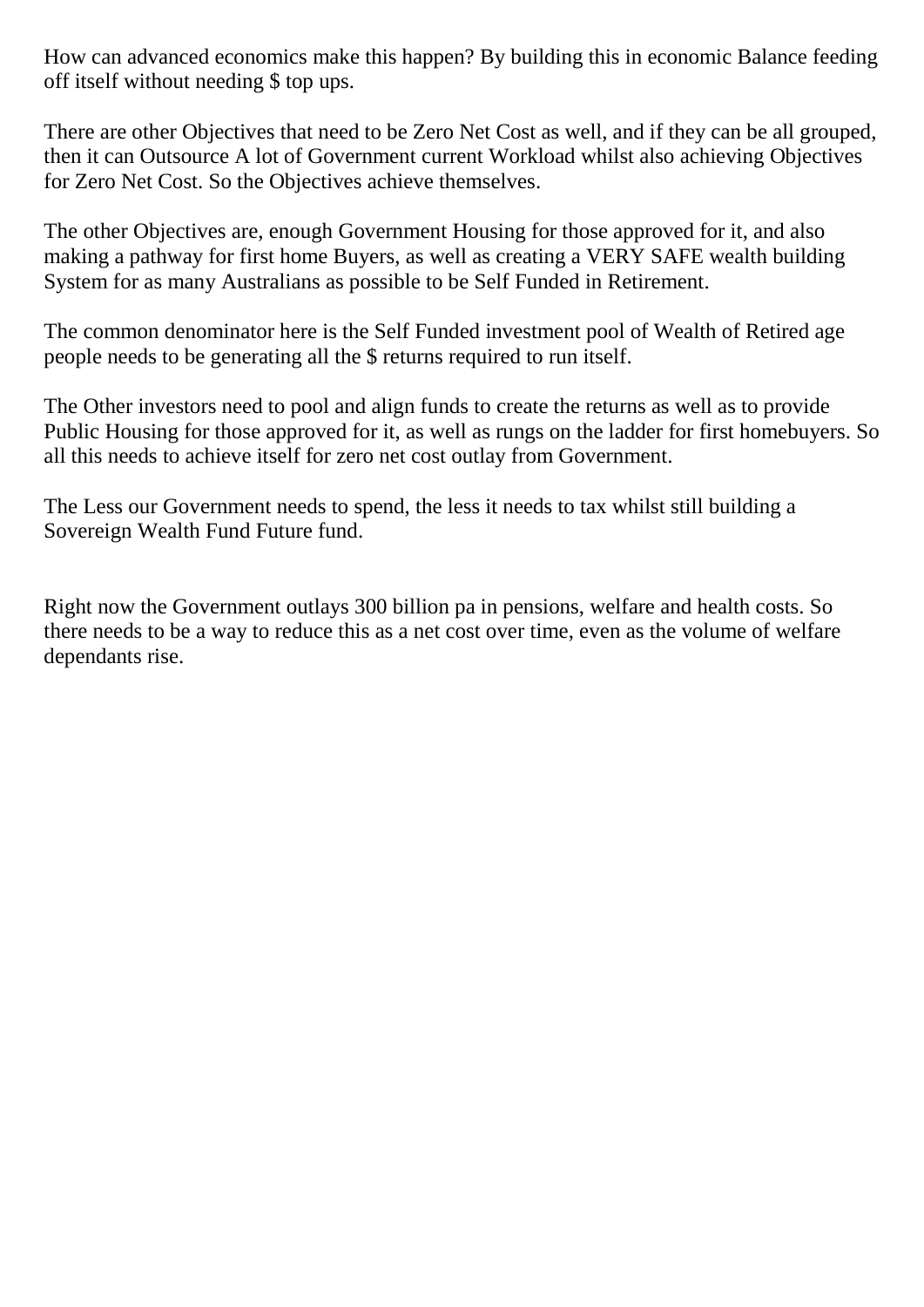How can advanced economics make this happen? By building this in economic Balance feeding off itself without needing $ top ups.

There are other Objectives that need to be Zero Net Cost as well, and if they can be all grouped, then it can Outsource A lot of Government current Workload whilst also achieving Objectives for Zero Net Cost. So the Objectives achieve themselves.

The other Objectives are, enough Government Housing for those approved for it, and also making a pathway for first home Buyers, as well as creating a VERY SAFE wealth building System for as many Australians as possible to be Self Funded in Retirement.

The common denominator here is the Self Funded investment pool of Wealth of Retired age people needs to be generating all the $ returns required to run itself.

The Other investors need to pool and align funds to create the returns as well as to provide Public Housing for those approved for it, as well as rungs on the ladder for first homebuyers. So all this needs to achieve itself for zero net cost outlay from Government.

The Less our Government needs to spend, the less it needs to tax whilst still building a Sovereign Wealth Fund Future fund.

Right now the Government outlays 300 billion pa in pensions, welfare and health costs. So there needs to be a way to reduce this as a net cost over time, even as the volume of welfare dependants rise.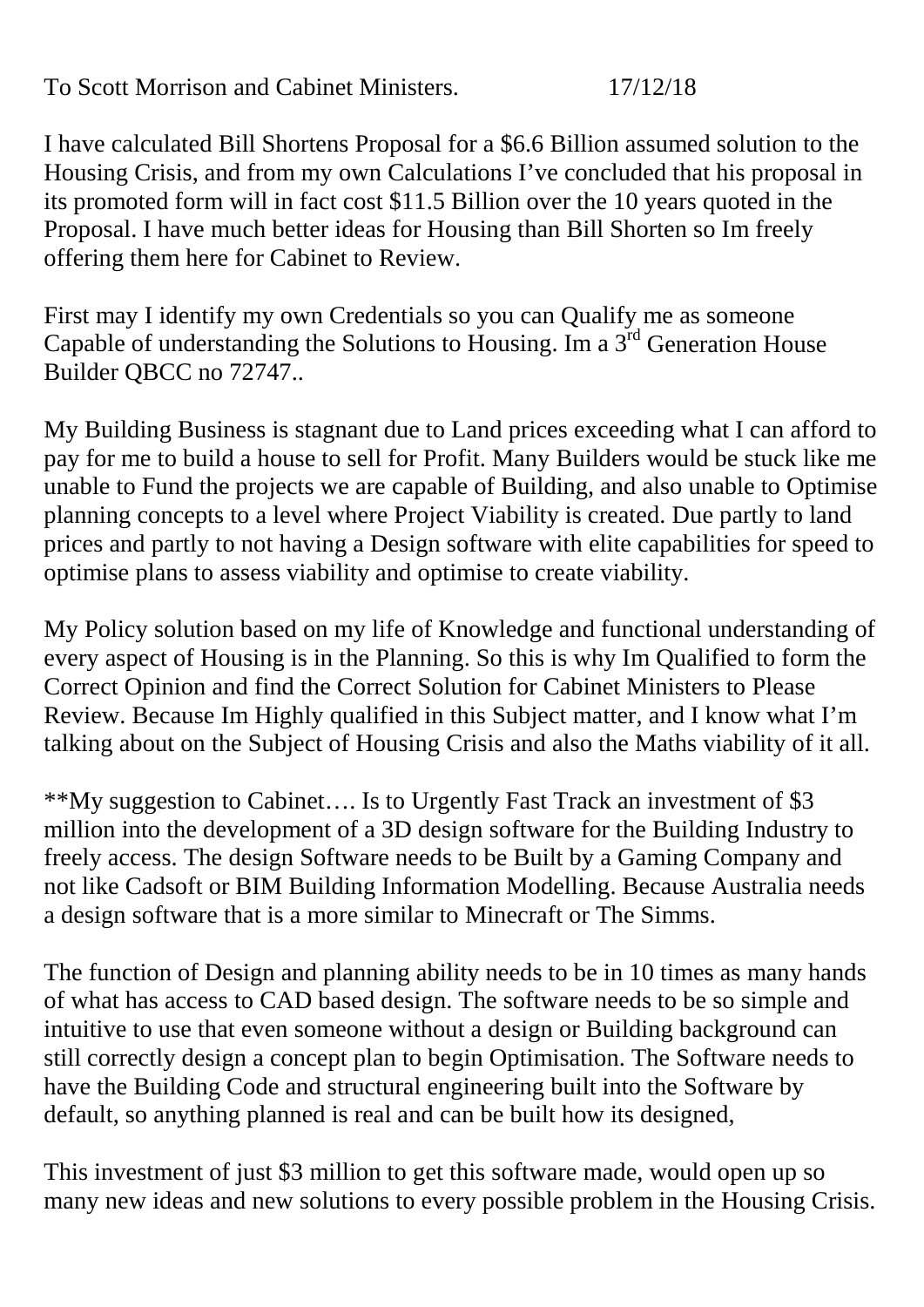To Scott Morrison and Cabinet Ministers.                17/12/18

I have calculated Bill Shortens Proposal for a $6.6 Billion assumed solution to the Housing Crisis, and from my own Calculations I've concluded that his proposal in its promoted form will in fact cost $11.5 Billion over the 10 years quoted in the Proposal. I have much better ideas for Housing than Bill Shorten so Im freely offering them here for Cabinet to Review.

First may I identify my own Credentials so you can Qualify me as someone Capable of understanding the Solutions to Housing. Im a 3rd Generation House Builder QBCC no 72747..

My Building Business is stagnant due to Land prices exceeding what I can afford to pay for me to build a house to sell for Profit. Many Builders would be stuck like me unable to Fund the projects we are capable of Building, and also unable to Optimise planning concepts to a level where Project Viability is created. Due partly to land prices and partly to not having a Design software with elite capabilities for speed to optimise plans to assess viability and optimise to create viability.

My Policy solution based on my life of Knowledge and functional understanding of every aspect of Housing is in the Planning. So this is why Im Qualified to form the Correct Opinion and find the Correct Solution for Cabinet Ministers to Please Review. Because Im Highly qualified in this Subject matter, and I know what I'm talking about on the Subject of Housing Crisis and also the Maths viability of it all.

**My suggestion to Cabinet…. Is to Urgently Fast Track an investment of $3 million into the development of a 3D design software for the Building Industry to freely access. The design Software needs to be Built by a Gaming Company and not like Cadsoft or BIM Building Information Modelling. Because Australia needs a design software that is a more similar to Minecraft or The Simms.

The function of Design and planning ability needs to be in 10 times as many hands of what has access to CAD based design. The software needs to be so simple and intuitive to use that even someone without a design or Building background can still correctly design a concept plan to begin Optimisation. The Software needs to have the Building Code and structural engineering built into the Software by default, so anything planned is real and can be built how its designed,

This investment of just $3 million to get this software made, would open up so many new ideas and new solutions to every possible problem in the Housing Crisis.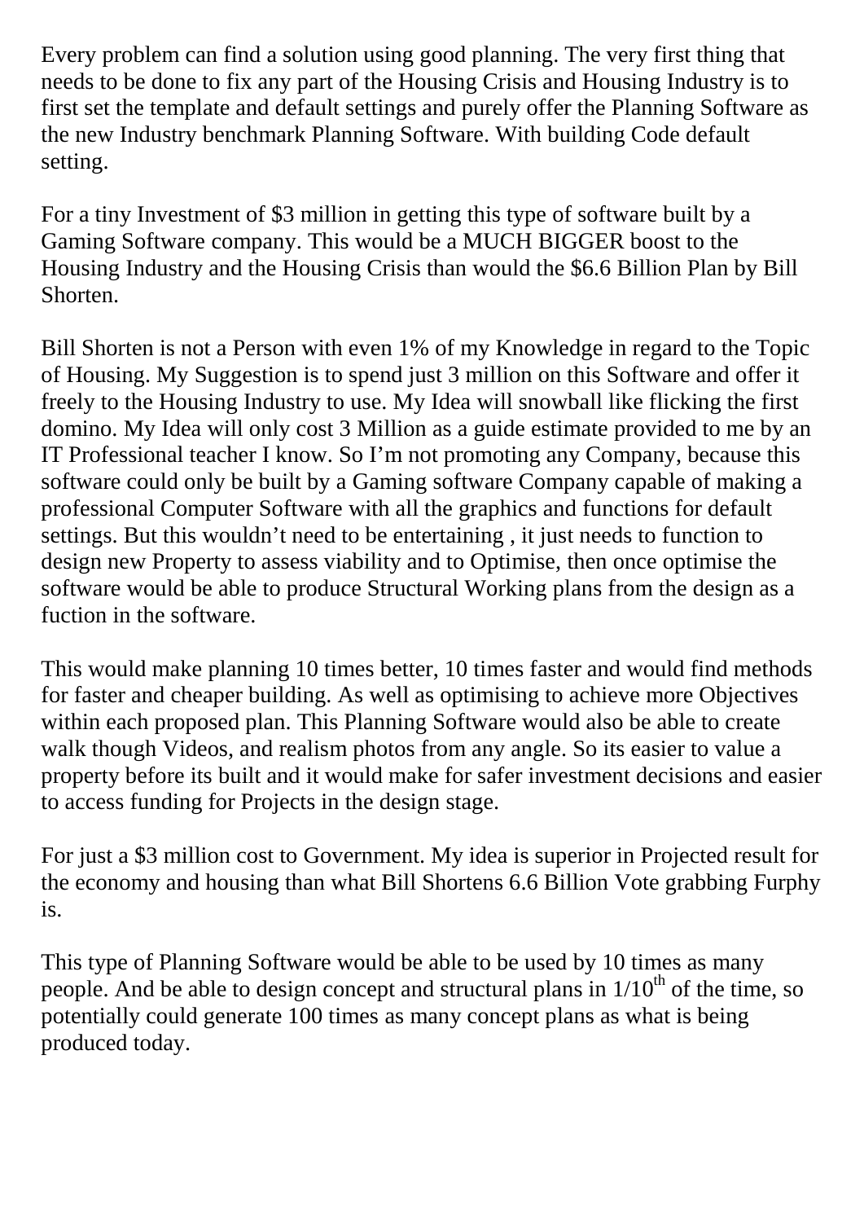Every problem can find a solution using good planning. The very first thing that needs to be done to fix any part of the Housing Crisis and Housing Industry is to first set the template and default settings and purely offer the Planning Software as the new Industry benchmark Planning Software. With building Code default setting.

For a tiny Investment of $3 million in getting this type of software built by a Gaming Software company. This would be a MUCH BIGGER boost to the Housing Industry and the Housing Crisis than would the $6.6 Billion Plan by Bill Shorten.

Bill Shorten is not a Person with even 1% of my Knowledge in regard to the Topic of Housing. My Suggestion is to spend just 3 million on this Software and offer it freely to the Housing Industry to use. My Idea will snowball like flicking the first domino. My Idea will only cost 3 Million as a guide estimate provided to me by an IT Professional teacher I know. So I'm not promoting any Company, because this software could only be built by a Gaming software Company capable of making a professional Computer Software with all the graphics and functions for default settings. But this wouldn't need to be entertaining , it just needs to function to design new Property to assess viability and to Optimise, then once optimise the software would be able to produce Structural Working plans from the design as a fuction in the software.

This would make planning 10 times better, 10 times faster and would find methods for faster and cheaper building. As well as optimising to achieve more Objectives within each proposed plan. This Planning Software would also be able to create walk though Videos, and realism photos from any angle. So its easier to value a property before its built and it would make for safer investment decisions and easier to access funding for Projects in the design stage.

For just a $3 million cost to Government. My idea is superior in Projected result for the economy and housing than what Bill Shortens 6.6 Billion Vote grabbing Furphy is.

This type of Planning Software would be able to be used by 10 times as many people. And be able to design concept and structural plans in 1/10$^{th}$ of the time, so potentially could generate 100 times as many concept plans as what is being produced today.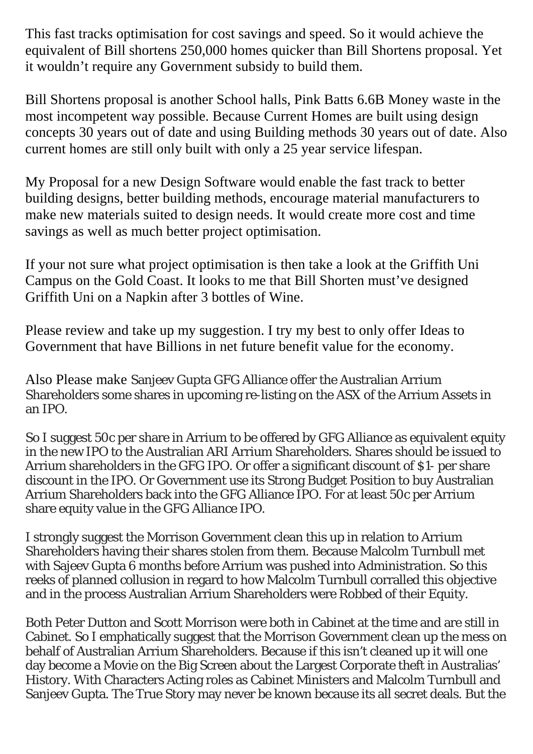This fast tracks optimisation for cost savings and speed. So it would achieve the equivalent of Bill shortens 250,000 homes quicker than Bill Shortens proposal. Yet it wouldn't require any Government subsidy to build them.

Bill Shortens proposal is another School halls, Pink Batts 6.6B Money waste in the most incompetent way possible. Because Current Homes are built using design concepts 30 years out of date and using Building methods 30 years out of date. Also current homes are still only built with only a 25 year service lifespan.

My Proposal for a new Design Software would enable the fast track to better building designs, better building methods, encourage material manufacturers to make new materials suited to design needs. It would create more cost and time savings as well as much better project optimisation.

If your not sure what project optimisation is then take a look at the Griffith Uni Campus on the Gold Coast. It looks to me that Bill Shorten must've designed Griffith Uni on a Napkin after 3 bottles of Wine.

Please review and take up my suggestion. I try my best to only offer Ideas to Government that have Billions in net future benefit value for the economy.

Also Please make Sanjeev Gupta GFG Alliance offer the Australian Arrium Shareholders some shares in upcoming re-listing on the ASX of the Arrium Assets in an IPO.

So I suggest 50c per share in Arrium to be offered by GFG Alliance as equivalent equity in the new IPO to the Australian ARI Arrium Shareholders. Shares should be issued to Arrium shareholders in the GFG IPO. Or offer a significant discount of $1- per share discount in the IPO. Or Government use its Strong Budget Position to buy Australian Arrium Shareholders back into the GFG Alliance IPO. For at least 50c per Arrium share equity value in the GFG Alliance IPO.

I strongly suggest the Morrison Government clean this up in relation to Arrium Shareholders having their shares stolen from them. Because Malcolm Turnbull met with Sajeev Gupta 6 months before Arrium was pushed into Administration. So this reeks of planned collusion in regard to how Malcolm Turnbull corralled this objective and in the process Australian Arrium Shareholders were Robbed of their Equity.

Both Peter Dutton and Scott Morrison were both in Cabinet at the time and are still in Cabinet. So I emphatically suggest that the Morrison Government clean up the mess on behalf of Australian Arrium Shareholders. Because if this isn't cleaned up it will one day become a Movie on the Big Screen about the Largest Corporate theft in Australias' History. With Characters Acting roles as Cabinet Ministers and Malcolm Turnbull and Sanjeev Gupta. The True Story may never be known because its all secret deals. But the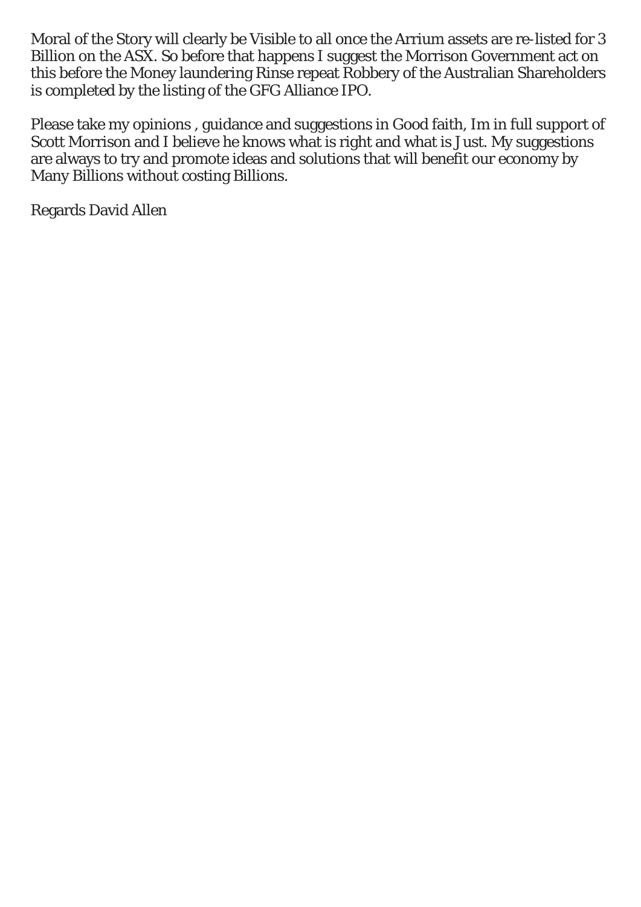Moral of the Story will clearly be Visible to all once the Arrium assets are re-listed for 3 Billion on the ASX. So before that happens I suggest the Morrison Government act on this before the Money laundering Rinse repeat Robbery of the Australian Shareholders is completed by the listing of the GFG Alliance IPO.

Please take my opinions , guidance and suggestions in Good faith, Im in full support of Scott Morrison and I believe he knows what is right and what is Just. My suggestions are always to try and promote ideas and solutions that will benefit our economy by Many Billions without costing Billions.

Regards David Allen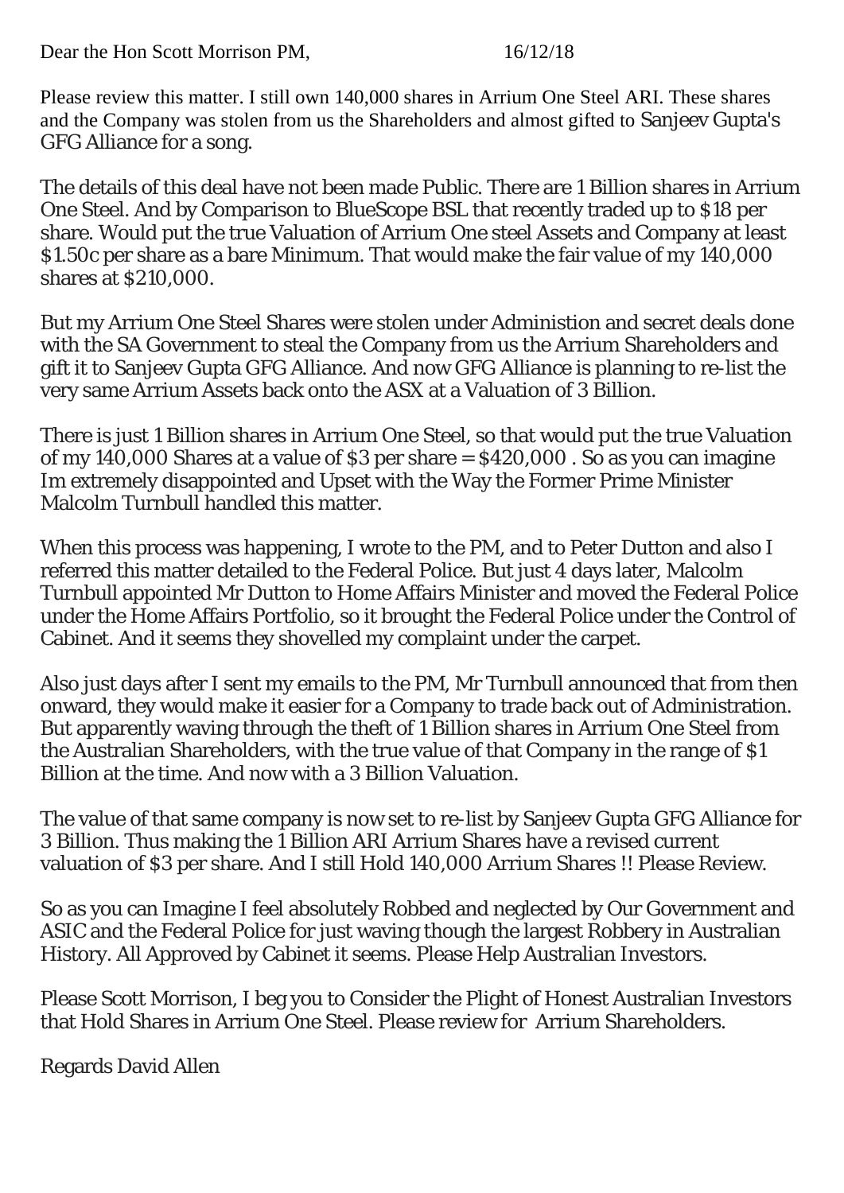Dear the Hon Scott Morrison PM, 16/12/18

Please review this matter. I still own 140,000 shares in Arrium One Steel ARI. These shares and the Company was stolen from us the Shareholders and almost gifted to Sanjeev Gupta's GFG Alliance for a song.

The details of this deal have not been made Public. There are 1 Billion shares in Arrium One Steel. And by Comparison to BlueScope BSL that recently traded up to $18 per share. Would put the true Valuation of Arrium One steel Assets and Company at least $1.50c per share as a bare Minimum. That would make the fair value of my 140,000 shares at $210,000.

But my Arrium One Steel Shares were stolen under Administion and secret deals done with the SA Government to steal the Company from us the Arrium Shareholders and gift it to Sanjeev Gupta GFG Alliance. And now GFG Alliance is planning to re-list the very same Arrium Assets back onto the ASX at a Valuation of 3 Billion.

There is just 1 Billion shares in Arrium One Steel, so that would put the true Valuation of my 140,000 Shares at a value of $3 per share = $420,000 . So as you can imagine Im extremely disappointed and Upset with the Way the Former Prime Minister Malcolm Turnbull handled this matter.

When this process was happening, I wrote to the PM, and to Peter Dutton and also I referred this matter detailed to the Federal Police. But just 4 days later, Malcolm Turnbull appointed Mr Dutton to Home Affairs Minister and moved the Federal Police under the Home Affairs Portfolio, so it brought the Federal Police under the Control of Cabinet. And it seems they shovelled my complaint under the carpet.

Also just days after I sent my emails to the PM, Mr Turnbull announced that from then onward, they would make it easier for a Company to trade back out of Administration. But apparently waving through the theft of 1 Billion shares in Arrium One Steel from the Australian Shareholders, with the true value of that Company in the range of $1 Billion at the time. And now with a 3 Billion Valuation.

The value of that same company is now set to re-list by Sanjeev Gupta GFG Alliance for 3 Billion. Thus making the 1 Billion ARI Arrium Shares have a revised current valuation of $3 per share. And I still Hold 140,000 Arrium Shares !! Please Review.

So as you can Imagine I feel absolutely Robbed and neglected by Our Government and ASIC and the Federal Police for just waving though the largest Robbery in Australian History. All Approved by Cabinet it seems. Please Help Australian Investors.

Please Scott Morrison, I beg you to Consider the Plight of Honest Australian Investors that Hold Shares in Arrium One Steel. Please review for Arrium Shareholders.

Regards David Allen